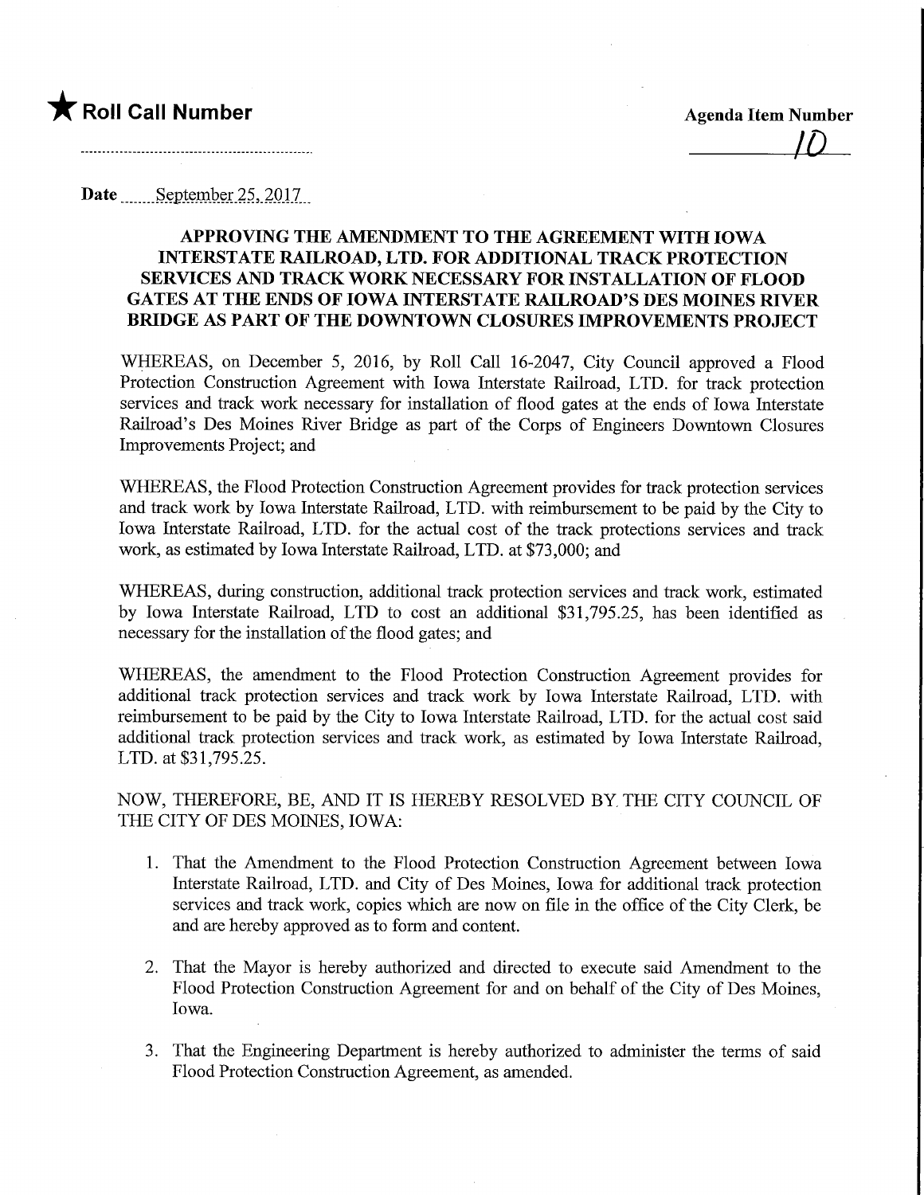★ **Roll Call Number**

**Agenda Item Number**

10

**Date** September 25, 2017

**APPROVING THE AMENDMENT TO THE AGREEMENT WITH IOWA INTERSTATE RAILROAD, LTD. FOR ADDITIONAL TRACK PROTECTION SERVICES AND TRACK WORK NECESSARY FOR INSTALLATION OF FLOOD GATES AT THE ENDS OF IOWA INTERSTATE RAILROAD'S DES MOINES RIVER BRIDGE AS PART OF THE DOWNTOWN CLOSURES IMPROVEMENTS PROJECT**

WHEREAS, on December 5, 2016, by Roll Call 16-2047, City Council approved a Flood Protection Construction Agreement with Iowa Interstate Railroad, LTD. for track protection services and track work necessary for installation of flood gates at the ends of Iowa Interstate Railroad's Des Moines River Bridge as part of the Corps of Engineers Downtown Closures Improvements Project; and

WHEREAS, the Flood Protection Construction Agreement provides for track protection services and track work by Iowa Interstate Railroad, LTD. with reimbursement to be paid by the City to Iowa Interstate Railroad, LTD. for the actual cost of the track protections services and track work, as estimated by Iowa Interstate Railroad, LTD. at $73,000; and

WHEREAS, during construction, additional track protection services and track work, estimated by Iowa Interstate Railroad, LTD to cost an additional $31,795.25, has been identified as necessary for the installation of the flood gates; and

WHEREAS, the amendment to the Flood Protection Construction Agreement provides for additional track protection services and track work by Iowa Interstate Railroad, LTD. with reimbursement to be paid by the City to Iowa Interstate Railroad, LTD. for the actual cost said additional track protection services and track work, as estimated by Iowa Interstate Railroad, LTD. at $31,795.25.

NOW, THEREFORE, BE, AND IT IS HEREBY RESOLVED BY THE CITY COUNCIL OF THE CITY OF DES MOINES, IOWA:

1. That the Amendment to the Flood Protection Construction Agreement between Iowa Interstate Railroad, LTD. and City of Des Moines, Iowa for additional track protection services and track work, copies which are now on file in the office of the City Clerk, be and are hereby approved as to form and content.

2. That the Mayor is hereby authorized and directed to execute said Amendment to the Flood Protection Construction Agreement for and on behalf of the City of Des Moines, Iowa.

3. That the Engineering Department is hereby authorized to administer the terms of said Flood Protection Construction Agreement, as amended.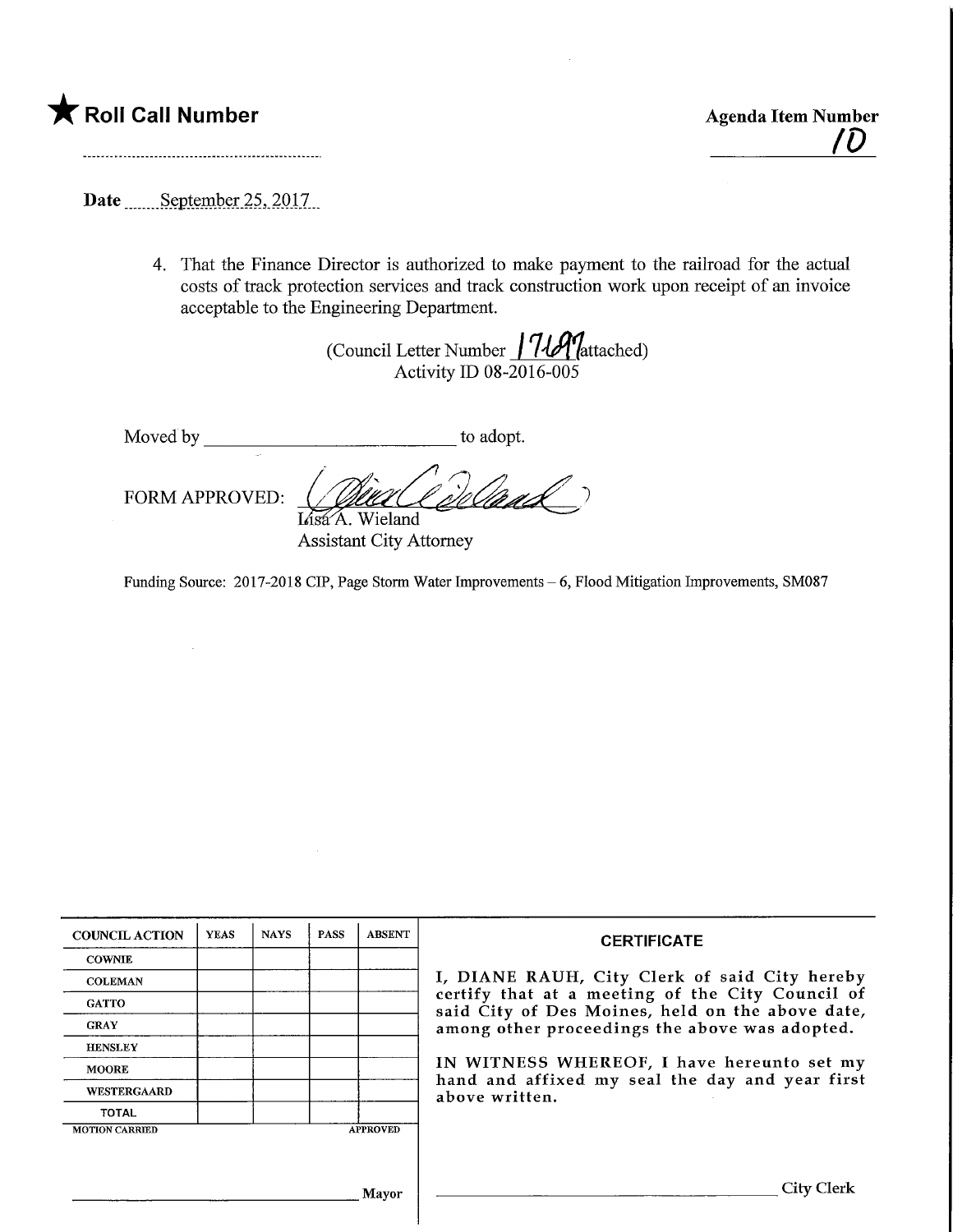★ **Roll Call Number**

**Agenda Item Number**
10

**Date** September 25, 2017

4. That the Finance Director is authorized to make payment to the railroad for the actual costs of track protection services and track construction work upon receipt of an invoice acceptable to the Engineering Department.

(Council Letter Number 17-697 attached)
Activity ID 08-2016-005

Moved by ______________________ to adopt.

FORM APPROVED:

Lisa A. Wieland
Assistant City Attorney

Funding Source: 2017-2018 CIP, Page Storm Water Improvements – 6, Flood Mitigation Improvements, SM087

| COUNCIL ACTION | YEAS | NAYS | PASS | ABSENT |
|---|---|---|---|---|
| COWNIE | | | | |
| COLEMAN | | | | |
| GATTO | | | | |
| GRAY | | | | |
| HENSLEY | | | | |
| MOORE | | | | |
| WESTERGAARD | | | | |
| TOTAL | | | | |
| MOTION CARRIED | | | | APPROVED |

______________________ Mayor

**CERTIFICATE**

I, DIANE RAUH, City Clerk of said City hereby certify that at a meeting of the City Council of said City of Des Moines, held on the above date, among other proceedings the above was adopted.

IN WITNESS WHEREOF, I have hereunto set my hand and affixed my seal the day and year first above written.

______________________ City Clerk